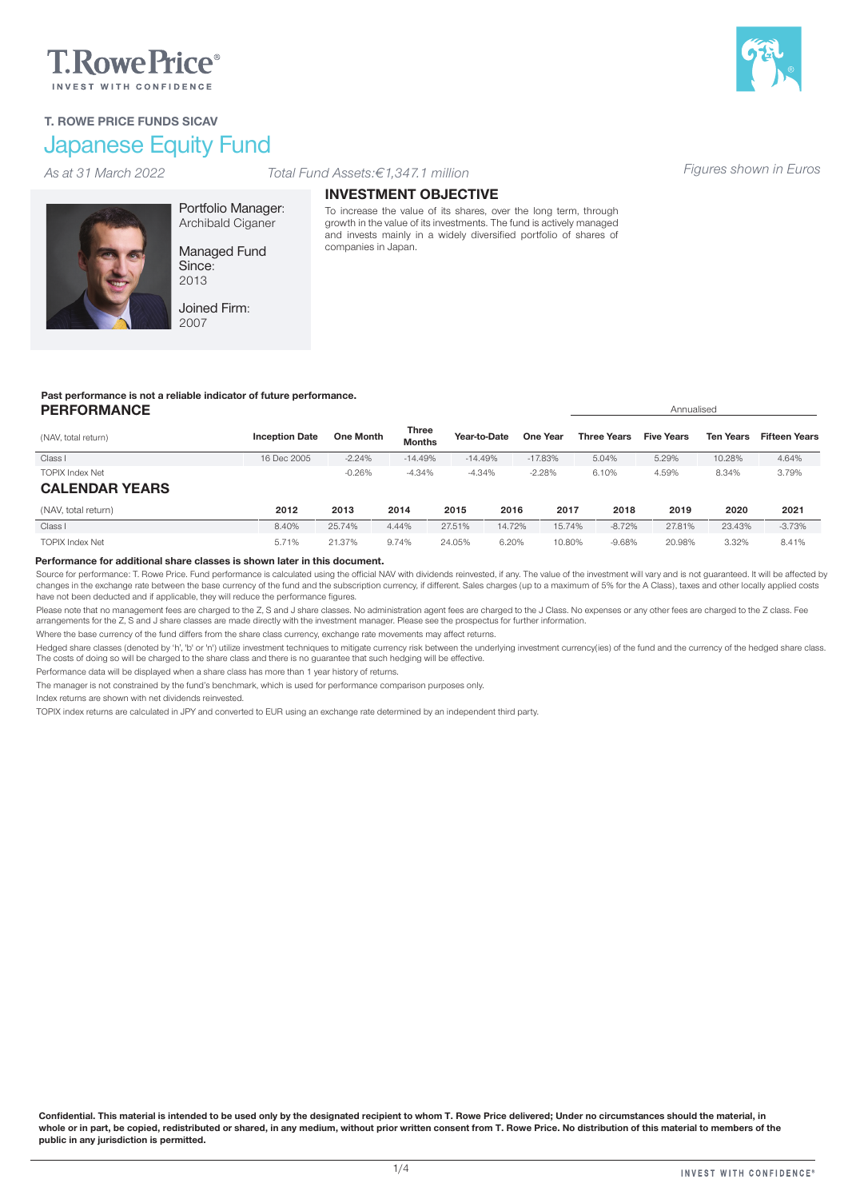T.RowePrice®
INVEST WITH CONFIDENCE

**T. ROWE PRICE FUNDS SICAV**

# Japanese Equity Fund

*As at 31 March 2022* *Total Fund Assets:€1,347.1 million* *Figures shown in Euros*

Portfolio Manager: Archibald Ciganer

Managed Fund Since: 2013

Joined Firm: 2007

## INVESTMENT OBJECTIVE

To increase the value of its shares, over the long term, through growth in the value of its investments. The fund is actively managed and invests mainly in a widely diversified portfolio of shares of companies in Japan.

**Past performance is not a reliable indicator of future performance.**

## PERFORMANCE

| (NAV, total return) | Inception Date | One Month | Three Months | Year-to-Date | One Year | Three Years (Annualised) | Five Years (Annualised) | Ten Years (Annualised) | Fifteen Years (Annualised) |
|---|---|---|---|---|---|---|---|---|---|
| Class I | 16 Dec 2005 | -2.24% | -14.49% | -14.49% | -17.83% | 5.04% | 5.29% | 10.28% | 4.64% |
| TOPIX Index Net | | -0.26% | -4.34% | -4.34% | -2.28% | 6.10% | 4.59% | 8.34% | 3.79% |

## CALENDAR YEARS

| (NAV, total return) | 2012 | 2013 | 2014 | 2015 | 2016 | 2017 | 2018 | 2019 | 2020 | 2021 |
|---|---|---|---|---|---|---|---|---|---|---|
| Class I | 8.40% | 25.74% | 4.44% | 27.51% | 14.72% | 15.74% | -8.72% | 27.81% | 23.43% | -3.73% |
| TOPIX Index Net | 5.71% | 21.37% | 9.74% | 24.05% | 6.20% | 10.80% | -9.68% | 20.98% | 3.32% | 8.41% |

**Performance for additional share classes is shown later in this document.**

Source for performance: T. Rowe Price. Fund performance is calculated using the official NAV with dividends reinvested, if any. The value of the investment will vary and is not guaranteed. It will be affected by changes in the exchange rate between the base currency of the fund and the subscription currency, if different. Sales charges (up to a maximum of 5% for the A Class), taxes and other locally applied costs have not been deducted and if applicable, they will reduce the performance figures.

Please note that no management fees are charged to the Z, S and J share classes. No administration agent fees are charged to the J Class. No expenses or any other fees are charged to the Z class. Fee arrangements for the Z, S and J share classes are made directly with the investment manager. Please see the prospectus for further information.

Where the base currency of the fund differs from the share class currency, exchange rate movements may affect returns.

Hedged share classes (denoted by 'h', 'b' or 'n') utilize investment techniques to mitigate currency risk between the underlying investment currency(ies) of the fund and the currency of the hedged share class. The costs of doing so will be charged to the share class and there is no guarantee that such hedging will be effective.

Performance data will be displayed when a share class has more than 1 year history of returns.

The manager is not constrained by the fund's benchmark, which is used for performance comparison purposes only.

Index returns are shown with net dividends reinvested.

TOPIX index returns are calculated in JPY and converted to EUR using an exchange rate determined by an independent third party.

**Confidential. This material is intended to be used only by the designated recipient to whom T. Rowe Price delivered; Under no circumstances should the material, in whole or in part, be copied, redistributed or shared, in any medium, without prior written consent from T. Rowe Price. No distribution of this material to members of the public in any jurisdiction is permitted.**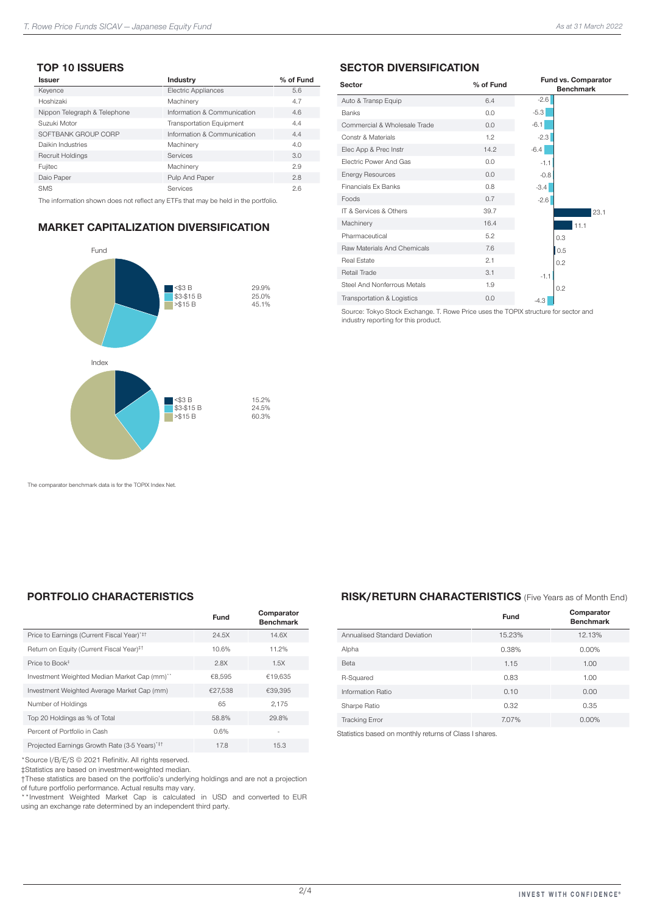## TOP 10 ISSUERS

| Issuer | Industry | % of Fund |
|---|---|---|
| Keyence | Electric Appliances | 5.6 |
| Hoshizaki | Machinery | 4.7 |
| Nippon Telegraph & Telephone | Information & Communication | 4.6 |
| Suzuki Motor | Transportation Equipment | 4.4 |
| SOFTBANK GROUP CORP | Information & Communication | 4.4 |
| Daikin Industries | Machinery | 4.0 |
| Recruit Holdings | Services | 3.0 |
| Fujitec | Machinery | 2.9 |
| Daio Paper | Pulp And Paper | 2.8 |
| SMS | Services | 2.6 |

The information shown does not reflect any ETFs that may be held in the portfolio.

## MARKET CAPITALIZATION DIVERSIFICATION

Fund

| | |
|---|---|
| <$3 B | 29.9% |
| $3-$15 B | 25.0% |
| >$15 B | 45.1% |

Index

| | |
|---|---|
| <$3 B | 15.2% |
| $3-$15 B | 24.5% |
| >$15 B | 60.3% |

The comparator benchmark data is for the TOPIX Index Net.

## SECTOR DIVERSIFICATION

| Sector | % of Fund | Fund vs. Comparator Benchmark |
|---|---|---|
| Auto & Transp Equip | 6.4 | -2.6 |
| Banks | 0.0 | -5.3 |
| Commercial & Wholesale Trade | 0.0 | -6.1 |
| Constr & Materials | 1.2 | -2.3 |
| Elec App & Prec Instr | 14.2 | -6.4 |
| Electric Power And Gas | 0.0 | -1.1 |
| Energy Resources | 0.0 | -0.8 |
| Financials Ex Banks | 0.8 | -3.4 |
| Foods | 0.7 | -2.6 |
| IT & Services & Others | 39.7 | 23.1 |
| Machinery | 16.4 | 11.1 |
| Pharmaceutical | 5.2 | 0.3 |
| Raw Materials And Chemicals | 7.6 | 0.5 |
| Real Estate | 2.1 | 0.2 |
| Retail Trade | 3.1 | -1.1 |
| Steel And Nonferrous Metals | 1.9 | 0.2 |
| Transportation & Logistics | 0.0 | -4.3 |

Source: Tokyo Stock Exchange. T. Rowe Price uses the TOPIX structure for sector and industry reporting for this product.

## PORTFOLIO CHARACTERISTICS

| | Fund | Comparator Benchmark |
|---|---|---|
| Price to Earnings (Current Fiscal Year)*‡† | 24.5X | 14.6X |
| Return on Equity (Current Fiscal Year)‡† | 10.6% | 11.2% |
| Price to Book‡ | 2.8X | 1.5X |
| Investment Weighted Median Market Cap (mm)** | €8,595 | €19,635 |
| Investment Weighted Average Market Cap (mm) | €27,538 | €39,395 |
| Number of Holdings | 65 | 2,175 |
| Top 20 Holdings as % of Total | 58.8% | 29.8% |
| Percent of Portfolio in Cash | 0.6% | - |
| Projected Earnings Growth Rate (3-5 Years)*‡† | 17.8 | 15.3 |

*Source I/B/E/S © 2021 Refinitiv. All rights reserved.
‡Statistics are based on investment-weighted median.
†These statistics are based on the portfolio's underlying holdings and are not a projection of future portfolio performance. Actual results may vary.
**Investment Weighted Market Cap is calculated in USD and converted to EUR using an exchange rate determined by an independent third party.

## RISK/RETURN CHARACTERISTICS (Five Years as of Month End)

| | Fund | Comparator Benchmark |
|---|---|---|
| Annualised Standard Deviation | 15.23% | 12.13% |
| Alpha | 0.38% | 0.00% |
| Beta | 1.15 | 1.00 |
| R-Squared | 0.83 | 1.00 |
| Information Ratio | 0.10 | 0.00 |
| Sharpe Ratio | 0.32 | 0.35 |
| Tracking Error | 7.07% | 0.00% |

Statistics based on monthly returns of Class I shares.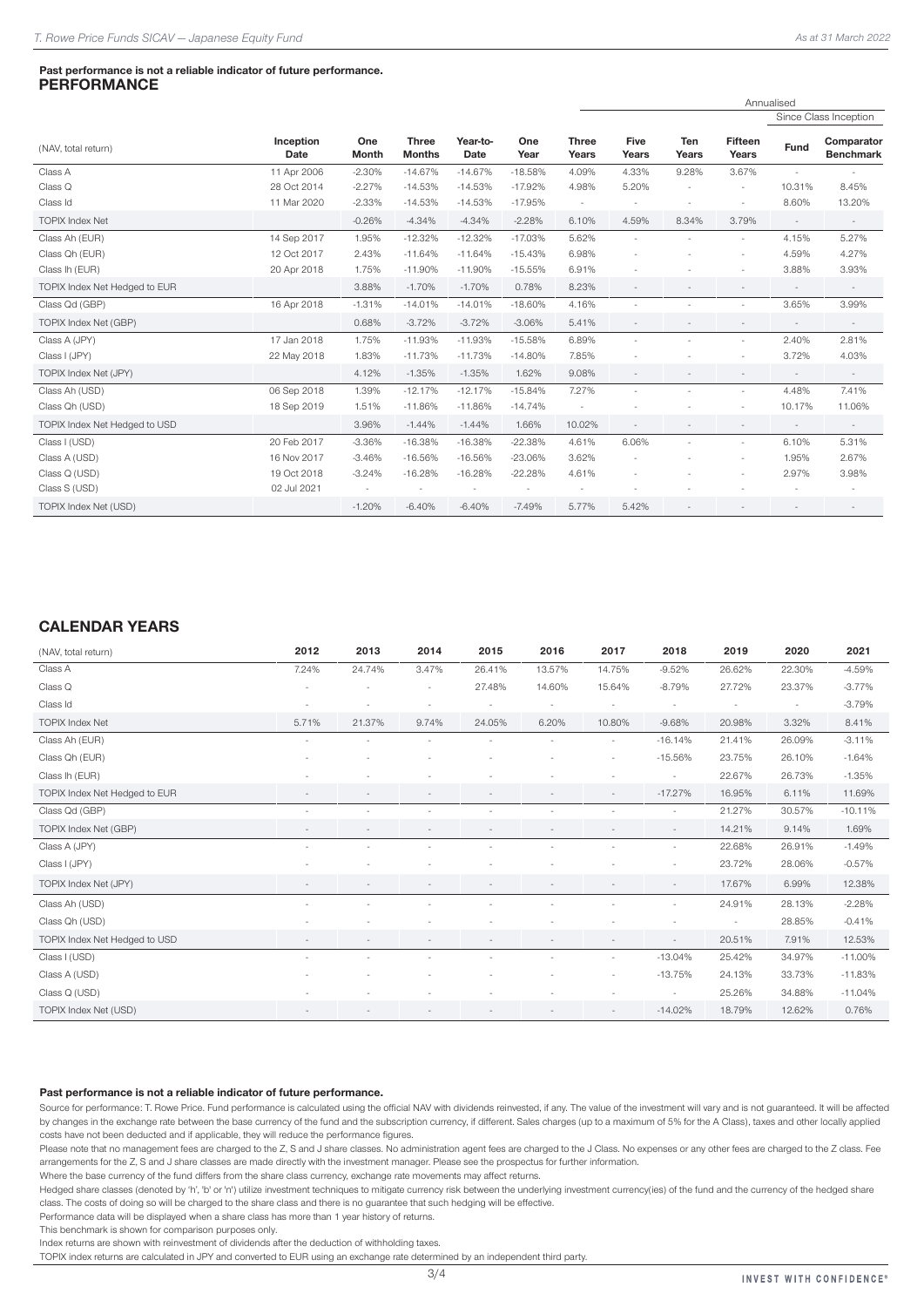**Past performance is not a reliable indicator of future performance.**

## PERFORMANCE

| (NAV, total return) | Inception Date | One Month | Three Months | Year-to-Date | One Year | Annualised | | | | Since Class Inception | |
|---|---|---|---|---|---|---|---|---|---|---|---|
| | | | | | | Three Years | Five Years | Ten Years | Fifteen Years | Fund | Comparator Benchmark |
| Class A | 11 Apr 2006 | -2.30% | -14.67% | -14.67% | -18.58% | 4.09% | 4.33% | 9.28% | 3.67% | - | - |
| Class Q | 28 Oct 2014 | -2.27% | -14.53% | -14.53% | -17.92% | 4.98% | 5.20% | - | - | 10.31% | 8.45% |
| Class Id | 11 Mar 2020 | -2.33% | -14.53% | -14.53% | -17.95% | - | - | - | - | 8.60% | 13.20% |
| TOPIX Index Net | | -0.26% | -4.34% | -4.34% | -2.28% | 6.10% | 4.59% | 8.34% | 3.79% | - | - |
| Class Ah (EUR) | 14 Sep 2017 | 1.95% | -12.32% | -12.32% | -17.03% | 5.62% | - | - | - | 4.15% | 5.27% |
| Class Qh (EUR) | 12 Oct 2017 | 2.43% | -11.64% | -11.64% | -15.43% | 6.98% | - | - | - | 4.59% | 4.27% |
| Class Ih (EUR) | 20 Apr 2018 | 1.75% | -11.90% | -11.90% | -15.55% | 6.91% | - | - | - | 3.88% | 3.93% |
| TOPIX Index Net Hedged to EUR | | 3.88% | -1.70% | -1.70% | 0.78% | 8.23% | - | - | - | - | - |
| Class Qd (GBP) | 16 Apr 2018 | -1.31% | -14.01% | -14.01% | -18.60% | 4.16% | - | - | - | 3.65% | 3.99% |
| TOPIX Index Net (GBP) | | 0.68% | -3.72% | -3.72% | -3.06% | 5.41% | - | - | - | - | - |
| Class A (JPY) | 17 Jan 2018 | 1.75% | -11.93% | -11.93% | -15.58% | 6.89% | - | - | - | 2.40% | 2.81% |
| Class I (JPY) | 22 May 2018 | 1.83% | -11.73% | -11.73% | -14.80% | 7.85% | - | - | - | 3.72% | 4.03% |
| TOPIX Index Net (JPY) | | 4.12% | -1.35% | -1.35% | 1.62% | 9.08% | - | - | - | - | - |
| Class Ah (USD) | 06 Sep 2018 | 1.39% | -12.17% | -12.17% | -15.84% | 7.27% | - | - | - | 4.48% | 7.41% |
| Class Qh (USD) | 18 Sep 2019 | 1.51% | -11.86% | -11.86% | -14.74% | - | - | - | - | 10.17% | 11.06% |
| TOPIX Index Net Hedged to USD | | 3.96% | -1.44% | -1.44% | 1.66% | 10.02% | - | - | - | - | - |
| Class I (USD) | 20 Feb 2017 | -3.36% | -16.38% | -16.38% | -22.38% | 4.61% | 6.06% | - | - | 6.10% | 5.31% |
| Class A (USD) | 16 Nov 2017 | -3.46% | -16.56% | -16.56% | -23.06% | 3.62% | - | - | - | 1.95% | 2.67% |
| Class Q (USD) | 19 Oct 2018 | -3.24% | -16.28% | -16.28% | -22.28% | 4.61% | - | - | - | 2.97% | 3.98% |
| Class S (USD) | 02 Jul 2021 | - | - | - | - | - | - | - | - | - | - |
| TOPIX Index Net (USD) | | -1.20% | -6.40% | -6.40% | -7.49% | 5.77% | 5.42% | - | - | - | - |

## CALENDAR YEARS

| (NAV, total return) | 2012 | 2013 | 2014 | 2015 | 2016 | 2017 | 2018 | 2019 | 2020 | 2021 |
|---|---|---|---|---|---|---|---|---|---|---|
| Class A | 7.24% | 24.74% | 3.47% | 26.41% | 13.57% | 14.75% | -9.52% | 26.62% | 22.30% | -4.59% |
| Class Q | - | - | - | 27.48% | 14.60% | 15.64% | -8.79% | 27.72% | 23.37% | -3.77% |
| Class Id | - | - | - | - | - | - | - | - | - | -3.79% |
| TOPIX Index Net | 5.71% | 21.37% | 9.74% | 24.05% | 6.20% | 10.80% | -9.68% | 20.98% | 3.32% | 8.41% |
| Class Ah (EUR) | - | - | - | - | - | - | -16.14% | 21.41% | 26.09% | -3.11% |
| Class Qh (EUR) | - | - | - | - | - | - | -15.56% | 23.75% | 26.10% | -1.64% |
| Class Ih (EUR) | - | - | - | - | - | - | - | 22.67% | 26.73% | -1.35% |
| TOPIX Index Net Hedged to EUR | - | - | - | - | - | - | -17.27% | 16.95% | 6.11% | 11.69% |
| Class Qd (GBP) | - | - | - | - | - | - | - | 21.27% | 30.57% | -10.11% |
| TOPIX Index Net (GBP) | - | - | - | - | - | - | - | 14.21% | 9.14% | 1.69% |
| Class A (JPY) | - | - | - | - | - | - | - | 22.68% | 26.91% | -1.49% |
| Class I (JPY) | - | - | - | - | - | - | - | 23.72% | 28.06% | -0.57% |
| TOPIX Index Net (JPY) | - | - | - | - | - | - | - | 17.67% | 6.99% | 12.38% |
| Class Ah (USD) | - | - | - | - | - | - | - | 24.91% | 28.13% | -2.28% |
| Class Qh (USD) | - | - | - | - | - | - | - | - | 28.85% | -0.41% |
| TOPIX Index Net Hedged to USD | - | - | - | - | - | - | - | 20.51% | 7.91% | 12.53% |
| Class I (USD) | - | - | - | - | - | - | -13.04% | 25.42% | 34.97% | -11.00% |
| Class A (USD) | - | - | - | - | - | - | -13.75% | 24.13% | 33.73% | -11.83% |
| Class Q (USD) | - | - | - | - | - | - | - | 25.26% | 34.88% | -11.04% |
| TOPIX Index Net (USD) | - | - | - | - | - | - | -14.02% | 18.79% | 12.62% | 0.76% |

**Past performance is not a reliable indicator of future performance.**

Source for performance: T. Rowe Price. Fund performance is calculated using the official NAV with dividends reinvested, if any. The value of the investment will vary and is not guaranteed. It will be affected by changes in the exchange rate between the base currency of the fund and the subscription currency, if different. Sales charges (up to a maximum of 5% for the A Class), taxes and other locally applied costs have not been deducted and if applicable, they will reduce the performance figures.

Please note that no management fees are charged to the Z, S and J share classes. No administration agent fees are charged to the J Class. No expenses or any other fees are charged to the Z class. Fee arrangements for the Z, S and J share classes are made directly with the investment manager. Please see the prospectus for further information.

Where the base currency of the fund differs from the share class currency, exchange rate movements may affect returns.

Hedged share classes (denoted by 'h', 'b' or 'n') utilize investment techniques to mitigate currency risk between the underlying investment currency(ies) of the fund and the currency of the hedged share class. The costs of doing so will be charged to the share class and there is no guarantee that such hedging will be effective.

Performance data will be displayed when a share class has more than 1 year history of returns.

This benchmark is shown for comparison purposes only.

Index returns are shown with reinvestment of dividends after the deduction of withholding taxes.

TOPIX index returns are calculated in JPY and converted to EUR using an exchange rate determined by an independent third party.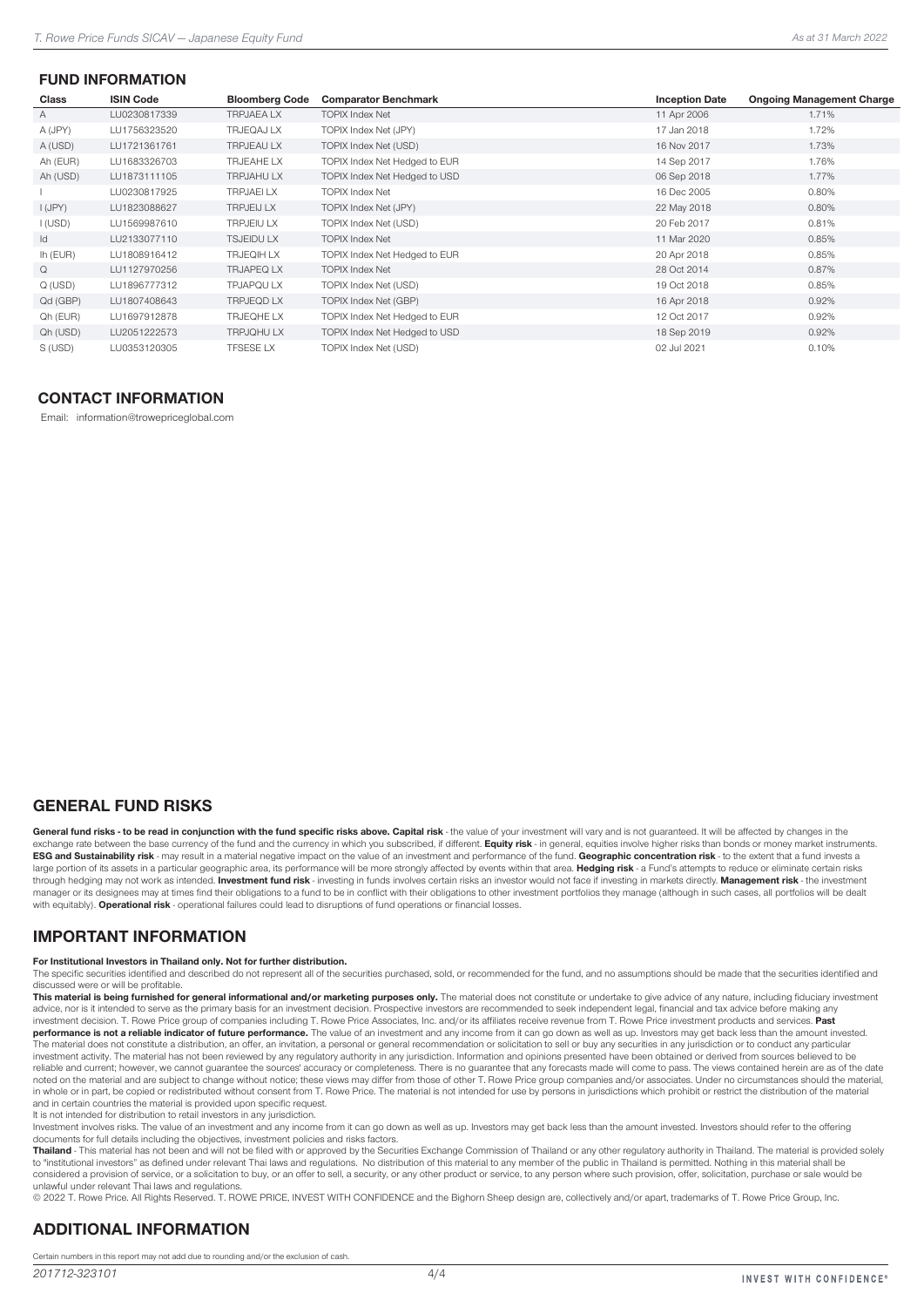## FUND INFORMATION

| Class | ISIN Code | Bloomberg Code | Comparator Benchmark | Inception Date | Ongoing Management Charge |
|---|---|---|---|---|---|
| A | LU0230817339 | TRPJAEA LX | TOPIX Index Net | 11 Apr 2006 | 1.71% |
| A (JPY) | LU1756323520 | TRJEQAJ LX | TOPIX Index Net (JPY) | 17 Jan 2018 | 1.72% |
| A (USD) | LU1721361761 | TRPJEAU LX | TOPIX Index Net (USD) | 16 Nov 2017 | 1.73% |
| Ah (EUR) | LU1683326703 | TRJEAHE LX | TOPIX Index Net Hedged to EUR | 14 Sep 2017 | 1.76% |
| Ah (USD) | LU1873111105 | TRPJAHU LX | TOPIX Index Net Hedged to USD | 06 Sep 2018 | 1.77% |
| I | LU0230817925 | TRPJAEI LX | TOPIX Index Net | 16 Dec 2005 | 0.80% |
| I (JPY) | LU1823088627 | TRPJEIJ LX | TOPIX Index Net (JPY) | 22 May 2018 | 0.80% |
| I (USD) | LU1569987610 | TRPJEIU LX | TOPIX Index Net (USD) | 20 Feb 2017 | 0.81% |
| Id | LU2133077110 | TSJEIDU LX | TOPIX Index Net | 11 Mar 2020 | 0.85% |
| Ih (EUR) | LU1808916412 | TRJEQIH LX | TOPIX Index Net Hedged to EUR | 20 Apr 2018 | 0.85% |
| Q | LU1127970256 | TRJAPEQ LX | TOPIX Index Net | 28 Oct 2014 | 0.87% |
| Q (USD) | LU1896777312 | TPJAPQU LX | TOPIX Index Net (USD) | 19 Oct 2018 | 0.85% |
| Qd (GBP) | LU1807408643 | TRPJEQD LX | TOPIX Index Net (GBP) | 16 Apr 2018 | 0.92% |
| Qh (EUR) | LU1697912878 | TRJEQHE LX | TOPIX Index Net Hedged to EUR | 12 Oct 2017 | 0.92% |
| Qh (USD) | LU2051222573 | TRPJQHU LX | TOPIX Index Net Hedged to USD | 18 Sep 2019 | 0.92% |
| S (USD) | LU0353120305 | TFSESE LX | TOPIX Index Net (USD) | 02 Jul 2021 | 0.10% |

## CONTACT INFORMATION

Email: information@tropriceglobal.com

## GENERAL FUND RISKS

**General fund risks - to be read in conjunction with the fund specific risks above. Capital risk** - the value of your investment will vary and is not guaranteed. It will be affected by changes in the exchange rate between the base currency of the fund and the currency in which you subscribed, if different. **Equity risk** - in general, equities involve higher risks than bonds or money market instruments. **ESG and Sustainability risk** - may result in a material negative impact on the value of an investment and performance of the fund. **Geographic concentration risk** - to the extent that a fund invests a large portion of its assets in a particular geographic area, its performance will be more strongly affected by events within that area. **Hedging risk** - a Fund's attempts to reduce or eliminate certain risks through hedging may not work as intended. **Investment fund risk** - investing in funds involves certain risks an investor would not face if investing in markets directly. **Management risk** - the investment manager or its designees may at times find their obligations to a fund to be in conflict with their obligations to other investment portfolios they manage (although in such cases, all portfolios will be dealt with equitably). **Operational risk** - operational failures could lead to disruptions of fund operations or financial losses.

## IMPORTANT INFORMATION

**For Institutional Investors in Thailand only. Not for further distribution.**

The specific securities identified and described do not represent all of the securities purchased, sold, or recommended for the fund, and no assumptions should be made that the securities identified and discussed were or will be profitable.

**This material is being furnished for general informational and/or marketing purposes only.** The material does not constitute or undertake to give advice of any nature, including fiduciary investment advice, nor is it intended to serve as the primary basis for an investment decision. Prospective investors are recommended to seek independent legal, financial and tax advice before making any investment decision. T. Rowe Price group of companies including T. Rowe Price Associates, Inc. and/or its affiliates receive revenue from T. Rowe Price investment products and services. **Past performance is not a reliable indicator of future performance.** The value of an investment and any income from it can go down as well as up. Investors may get back less than the amount invested. The material does not constitute a distribution, an offer, an invitation, a personal or general recommendation or solicitation to sell or buy any securities in any jurisdiction or to conduct any particular investment activity. The material has not been reviewed by any regulatory authority in any jurisdiction. Information and opinions presented have been obtained or derived from sources believed to be reliable and current; however, we cannot guarantee the sources' accuracy or completeness. There is no guarantee that any forecasts made will come to pass. The views contained herein are as of the date noted on the material and are subject to change without notice; these views may differ from those of other T. Rowe Price group companies and/or associates. Under no circumstances should the material, in whole or in part, be copied or redistributed without consent from T. Rowe Price. The material is not intended for use by persons in jurisdictions which prohibit or restrict the distribution of the material and in certain countries the material is provided upon specific request.

It is not intended for distribution to retail investors in any jurisdiction.

Investment involves risks. The value of an investment and any income from it can go down as well as up. Investors may get back less than the amount invested. Investors should refer to the offering documents for full details including the objectives, investment policies and risks factors.

**Thailand** - This material has not been and will not be filed with or approved by the Securities Exchange Commission of Thailand or any other regulatory authority in Thailand. The material is provided solely to "institutional investors" as defined under relevant Thai laws and regulations. No distribution of this material to any member of the public in Thailand is permitted. Nothing in this material shall be considered a provision of service, or a solicitation to buy, or an offer to sell, a security, or any other product or service, to any person where such provision, offer, solicitation, purchase or sale would be unlawful under relevant Thai laws and regulations.

© 2022 T. Rowe Price. All Rights Reserved. T. ROWE PRICE, INVEST WITH CONFIDENCE and the Bighorn Sheep design are, collectively and/or apart, trademarks of T. Rowe Price Group, Inc.

## ADDITIONAL INFORMATION

Certain numbers in this report may not add due to rounding and/or the exclusion of cash.

201712-323101